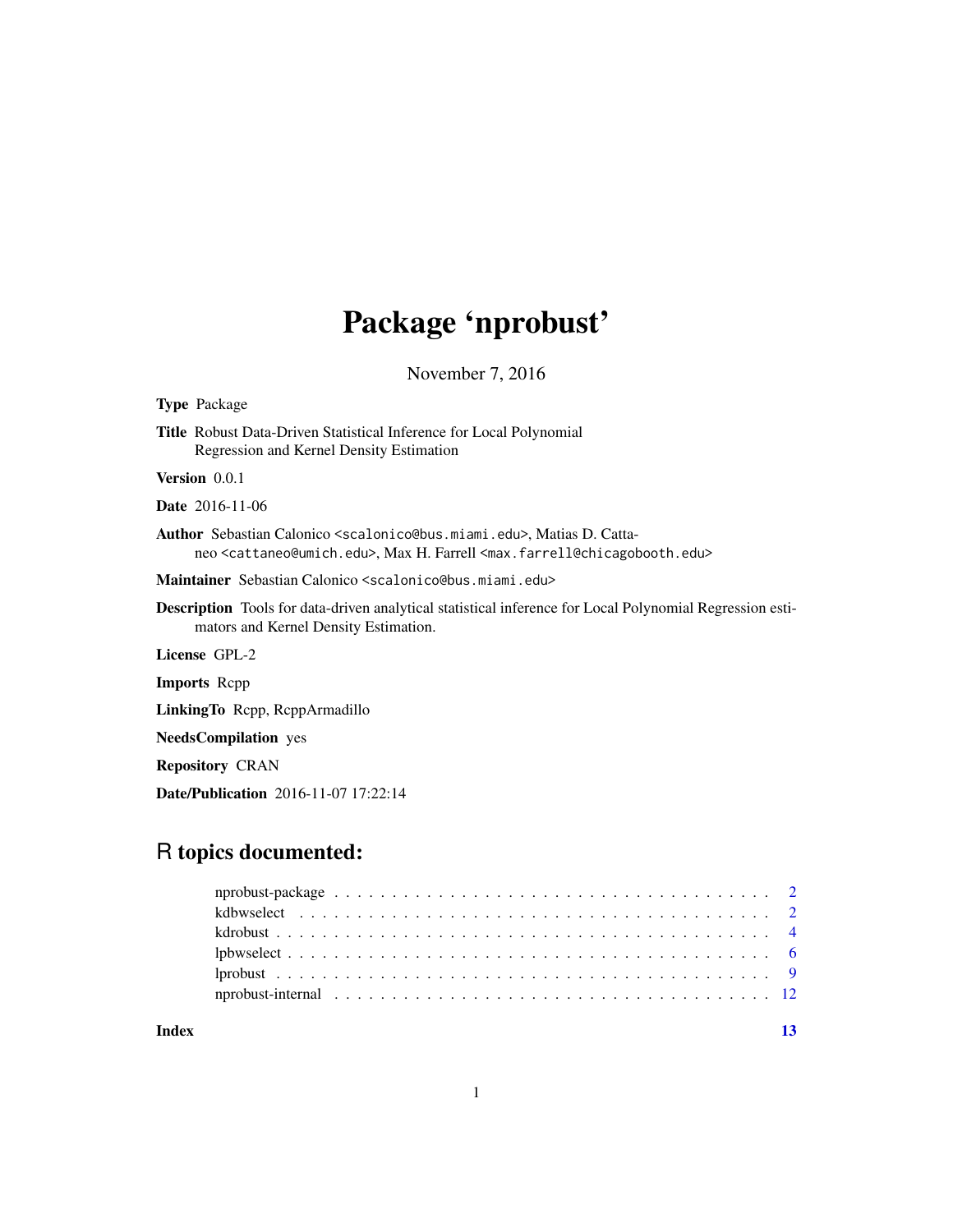# Package 'nprobust'

November 7, 2016

**Type** Package

**Title** Robust Data-Driven Statistical Inference for Local Polynomial Regression and Kernel Density Estimation

**Version** 0.0.1

**Date** 2016-11-06

**Author** Sebastian Calonico <scalonico@bus.miami.edu>, Matias D. Cattaneo <cattaneo@umich.edu>, Max H. Farrell <max.farrell@chicagobooth.edu>

**Maintainer** Sebastian Calonico <scalonico@bus.miami.edu>

**Description** Tools for data-driven analytical statistical inference for Local Polynomial Regression estimators and Kernel Density Estimation.

**License** GPL-2

**Imports** Rcpp

**LinkingTo** Rcpp, RcppArmadillo

**NeedsCompilation** yes

**Repository** CRAN

**Date/Publication** 2016-11-07 17:22:14

## R topics documented:

| | |
|---|---|
| nprobust-package | 2 |
| kdbwselect | 2 |
| kdrobust | 4 |
| lpbwselect | 6 |
| lprobust | 9 |
| nprobust-internal | 12 |
| **Index** | **13** |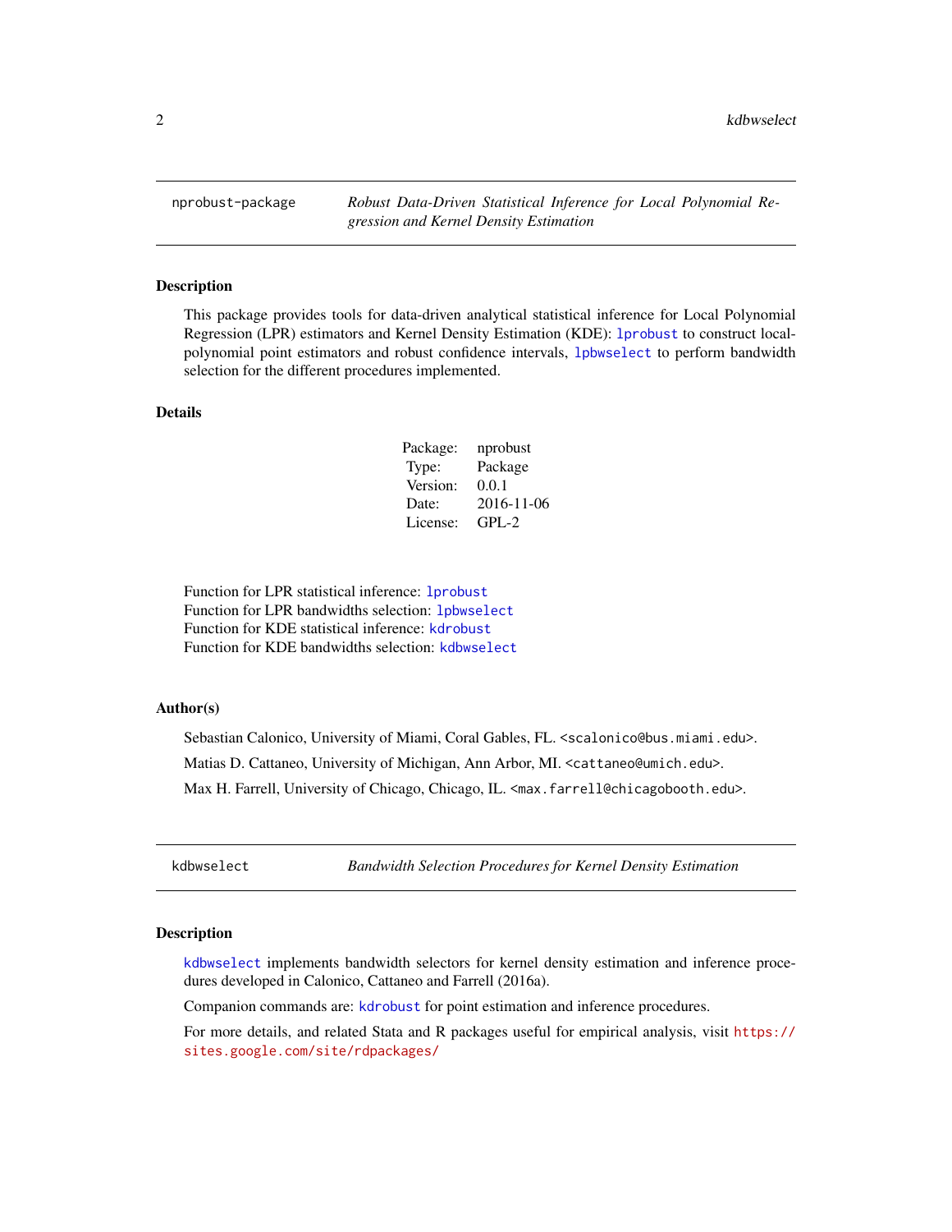## nprobust-package — *Robust Data-Driven Statistical Inference for Local Polynomial Regression and Kernel Density Estimation*

### Description

This package provides tools for data-driven analytical statistical inference for Local Polynomial Regression (LPR) estimators and Kernel Density Estimation (KDE): `lprobust` to construct local-polynomial point estimators and robust confidence intervals, `lpbwselect` to perform bandwidth selection for the different procedures implemented.

### Details

| | |
|---|---|
| Package: | nprobust |
| Type: | Package |
| Version: | 0.0.1 |
| Date: | 2016-11-06 |
| License: | GPL-2 |

Function for LPR statistical inference: `lprobust`
Function for LPR bandwidths selection: `lpbwselect`
Function for KDE statistical inference: `kdrobust`
Function for KDE bandwidths selection: `kdbwselect`

### Author(s)

Sebastian Calonico, University of Miami, Coral Gables, FL. <scalonico@bus.miami.edu>.

Matias D. Cattaneo, University of Michigan, Ann Arbor, MI. <cattaneo@umich.edu>.

Max H. Farrell, University of Chicago, Chicago, IL. <max.farrell@chicagobooth.edu>.

## kdbwselect — *Bandwidth Selection Procedures for Kernel Density Estimation*

### Description

`kdbwselect` implements bandwidth selectors for kernel density estimation and inference procedures developed in Calonico, Cattaneo and Farrell (2016a).

Companion commands are: `kdrobust` for point estimation and inference procedures.

For more details, and related Stata and R packages useful for empirical analysis, visit https://sites.google.com/site/rdpackages/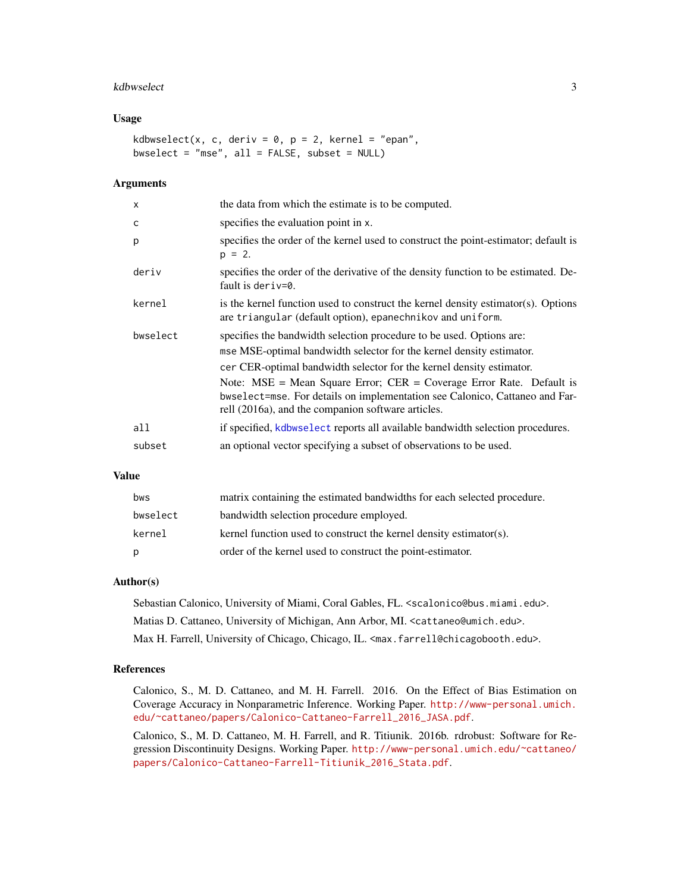## Usage

```
kdbwselect(x, c, deriv = 0, p = 2, kernel = "epan",
bwselect = "mse", all = FALSE, subset = NULL)
```

## Arguments

| | |
|---|---|
| `x` | the data from which the estimate is to be computed. |
| `c` | specifies the evaluation point in `x`. |
| `p` | specifies the order of the kernel used to construct the point-estimator; default is `p = 2`. |
| `deriv` | specifies the order of the derivative of the density function to be estimated. Default is `deriv=0`. |
| `kernel` | is the kernel function used to construct the kernel density estimator(s). Options are `triangular` (default option), `epanechnikov` and `uniform`. |
| `bwselect` | specifies the bandwidth selection procedure to be used. Options are: `mse` MSE-optimal bandwidth selector for the kernel density estimator. `cer` CER-optimal bandwidth selector for the kernel density estimator. Note: MSE = Mean Square Error; CER = Coverage Error Rate. Default is `bwselect=mse`. For details on implementation see Calonico, Cattaneo and Farrell (2016a), and the companion software articles. |
| `all` | if specified, `kdbwselect` reports all available bandwidth selection procedures. |
| `subset` | an optional vector specifying a subset of observations to be used. |

## Value

| | |
|---|---|
| `bws` | matrix containing the estimated bandwidths for each selected procedure. |
| `bwselect` | bandwidth selection procedure employed. |
| `kernel` | kernel function used to construct the kernel density estimator(s). |
| `p` | order of the kernel used to construct the point-estimator. |

## Author(s)

Sebastian Calonico, University of Miami, Coral Gables, FL. <scalonico@bus.miami.edu>.

Matias D. Cattaneo, University of Michigan, Ann Arbor, MI. <cattaneo@umich.edu>.

Max H. Farrell, University of Chicago, Chicago, IL. <max.farrell@chicagobooth.edu>.

## References

Calonico, S., M. D. Cattaneo, and M. H. Farrell. 2016. On the Effect of Bias Estimation on Coverage Accuracy in Nonparametric Inference. Working Paper. http://www-personal.umich.edu/~cattaneo/papers/Calonico-Cattaneo-Farrell_2016_JASA.pdf.

Calonico, S., M. D. Cattaneo, M. H. Farrell, and R. Titiunik. 2016b. rdrobust: Software for Regression Discontinuity Designs. Working Paper. http://www-personal.umich.edu/~cattaneo/papers/Calonico-Cattaneo-Farrell-Titiunik_2016_Stata.pdf.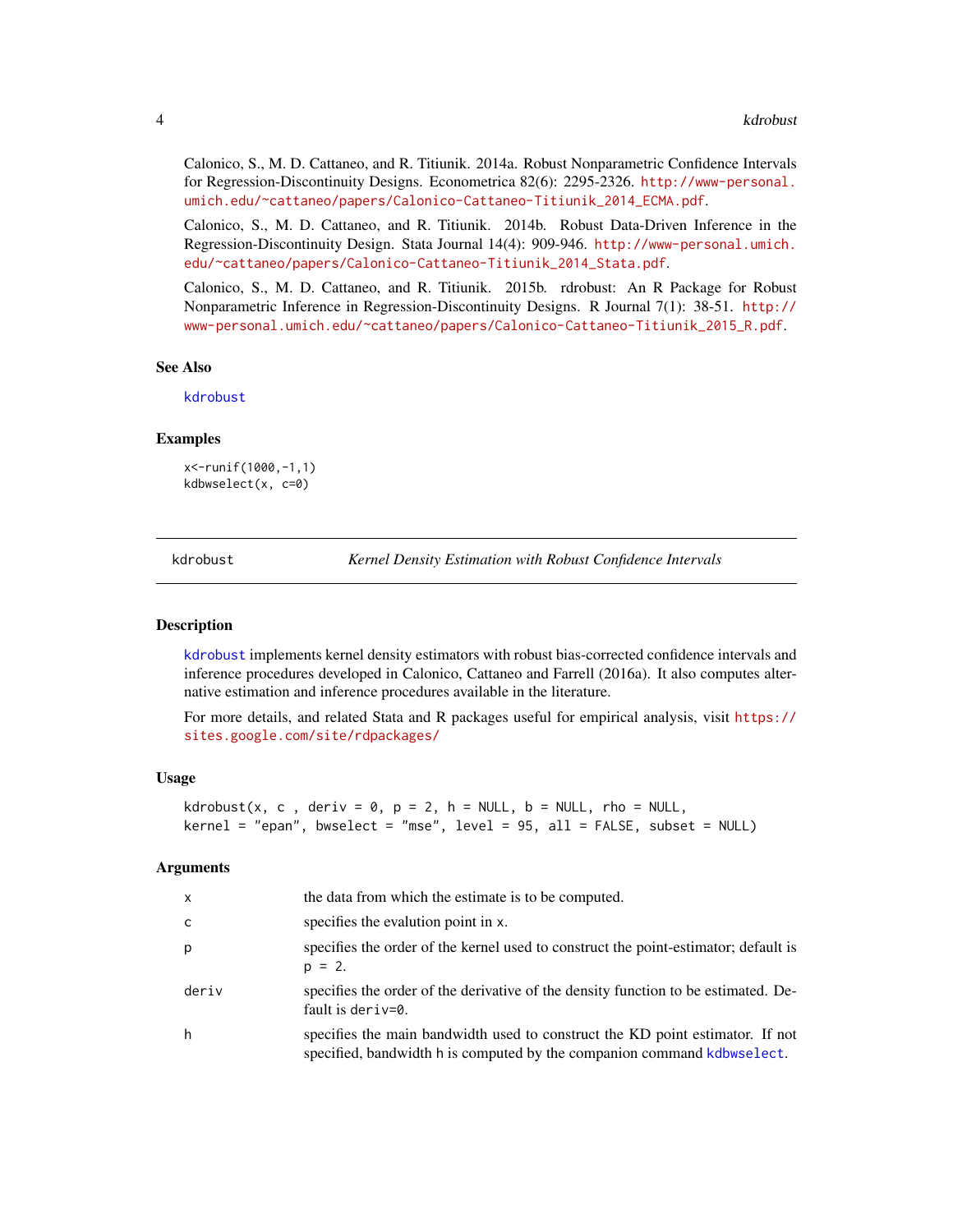Calonico, S., M. D. Cattaneo, and R. Titiunik. 2014a. Robust Nonparametric Confidence Intervals for Regression-Discontinuity Designs. Econometrica 82(6): 2295-2326. http://www-personal.umich.edu/~cattaneo/papers/Calonico-Cattaneo-Titiunik_2014_ECMA.pdf.

Calonico, S., M. D. Cattaneo, and R. Titiunik. 2014b. Robust Data-Driven Inference in the Regression-Discontinuity Design. Stata Journal 14(4): 909-946. http://www-personal.umich.edu/~cattaneo/papers/Calonico-Cattaneo-Titiunik_2014_Stata.pdf.

Calonico, S., M. D. Cattaneo, and R. Titiunik. 2015b. rdrobust: An R Package for Robust Nonparametric Inference in Regression-Discontinuity Designs. R Journal 7(1): 38-51. http://www-personal.umich.edu/~cattaneo/papers/Calonico-Cattaneo-Titiunik_2015_R.pdf.

### See Also

kdrobust

### Examples

```
x<-runif(1000,-1,1)
kdbwselect(x, c=0)
```

## kdrobust — *Kernel Density Estimation with Robust Confidence Intervals*

### Description

kdrobust implements kernel density estimators with robust bias-corrected confidence intervals and inference procedures developed in Calonico, Cattaneo and Farrell (2016a). It also computes alternative estimation and inference procedures available in the literature.

For more details, and related Stata and R packages useful for empirical analysis, visit https://sites.google.com/site/rdpackages/

### Usage

```
kdrobust(x, c , deriv = 0, p = 2, h = NULL, b = NULL, rho = NULL,
kernel = "epan", bwselect = "mse", level = 95, all = FALSE, subset = NULL)
```

### Arguments

| | |
|---|---|
| x | the data from which the estimate is to be computed. |
| c | specifies the evalution point in x. |
| p | specifies the order of the kernel used to construct the point-estimator; default is p = 2. |
| deriv | specifies the order of the derivative of the density function to be estimated. Default is deriv=0. |
| h | specifies the main bandwidth used to construct the KD point estimator. If not specified, bandwidth h is computed by the companion command kdbwselect. |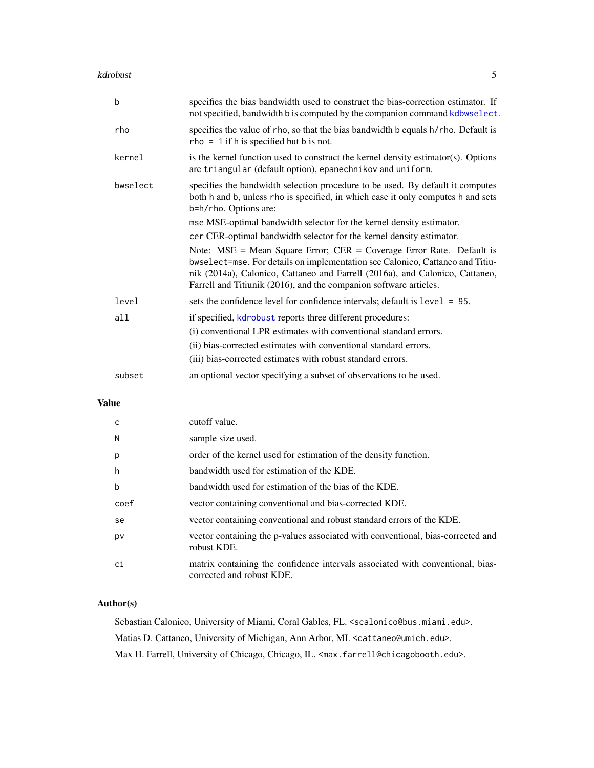| | |
|---|---|
| `b` | specifies the bias bandwidth used to construct the bias-correction estimator. If not specified, bandwidth `b` is computed by the companion command `kdbwselect`. |
| `rho` | specifies the value of `rho`, so that the bias bandwidth `b` equals `h/rho`. Default is `rho = 1` if `h` is specified but `b` is not. |
| `kernel` | is the kernel function used to construct the kernel density estimator(s). Options are `triangular` (default option), `epanechnikov` and `uniform`. |
| `bwselect` | specifies the bandwidth selection procedure to be used. By default it computes both `h` and `b`, unless `rho` is specified, in which case it only computes `h` and sets `b=h/rho`. Options are:<br>`mse` MSE-optimal bandwidth selector for the kernel density estimator.<br>`cer` CER-optimal bandwidth selector for the kernel density estimator.<br>Note: MSE = Mean Square Error; CER = Coverage Error Rate. Default is `bwselect=mse`. For details on implementation see Calonico, Cattaneo and Titiunik (2014a), Calonico, Cattaneo and Farrell (2016a), and Calonico, Cattaneo, Farrell and Titiunik (2016), and the companion software articles. |
| `level` | sets the confidence level for confidence intervals; default is `level = 95`. |
| `all` | if specified, `kdrobust` reports three different procedures:<br>(i) conventional LPR estimates with conventional standard errors.<br>(ii) bias-corrected estimates with conventional standard errors.<br>(iii) bias-corrected estimates with robust standard errors. |
| `subset` | an optional vector specifying a subset of observations to be used. |

## Value

| | |
|---|---|
| `c` | cutoff value. |
| `N` | sample size used. |
| `p` | order of the kernel used for estimation of the density function. |
| `h` | bandwidth used for estimation of the KDE. |
| `b` | bandwidth used for estimation of the bias of the KDE. |
| `coef` | vector containing conventional and bias-corrected KDE. |
| `se` | vector containing conventional and robust standard errors of the KDE. |
| `pv` | vector containing the p-values associated with conventional, bias-corrected and robust KDE. |
| `ci` | matrix containing the confidence intervals associated with conventional, bias-corrected and robust KDE. |

## Author(s)

Sebastian Calonico, University of Miami, Coral Gables, FL. <scalonico@bus.miami.edu>.

Matias D. Cattaneo, University of Michigan, Ann Arbor, MI. <cattaneo@umich.edu>.

Max H. Farrell, University of Chicago, Chicago, IL. <max.farrell@chicagobooth.edu>.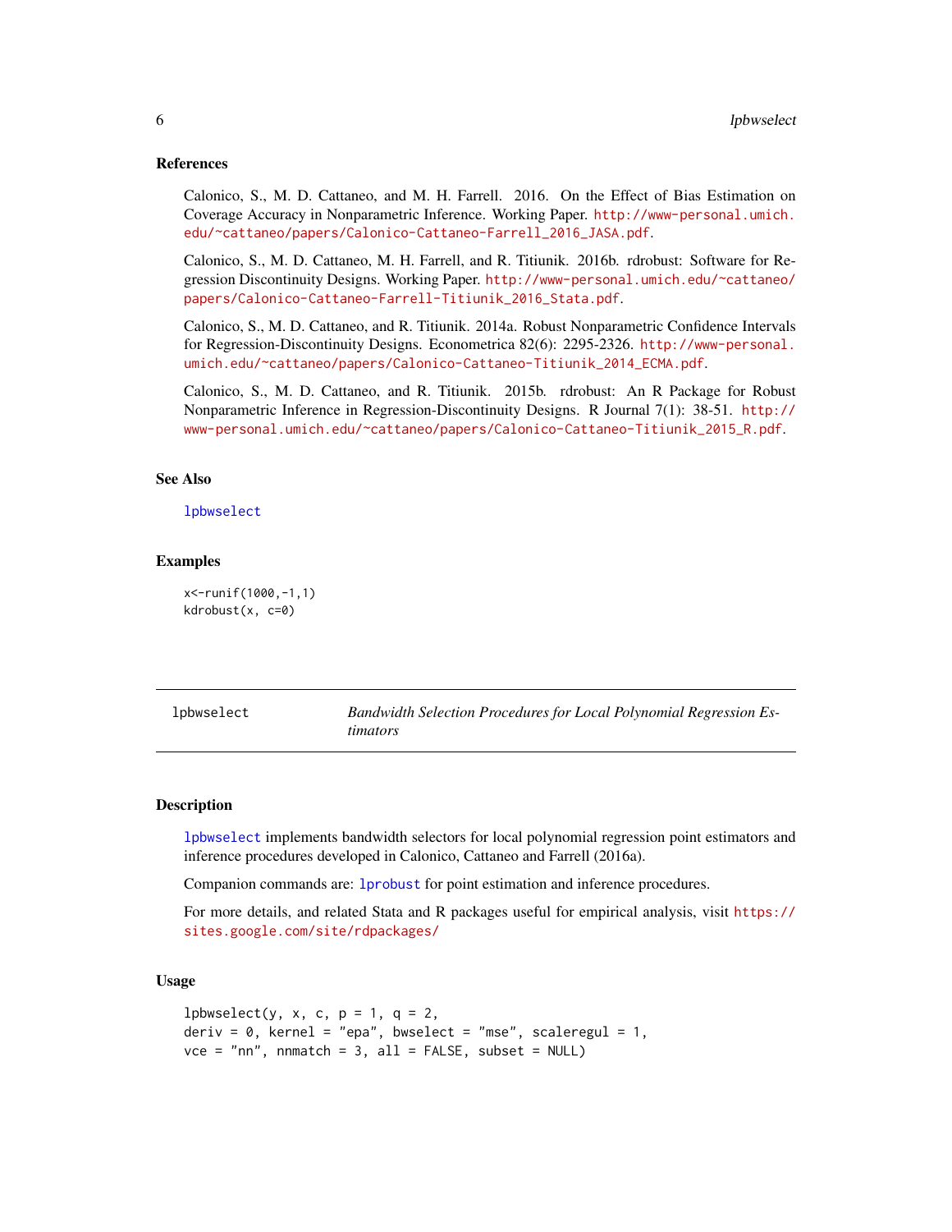## References

Calonico, S., M. D. Cattaneo, and M. H. Farrell. 2016. On the Effect of Bias Estimation on Coverage Accuracy in Nonparametric Inference. Working Paper. http://www-personal.umich.edu/~cattaneo/papers/Calonico-Cattaneo-Farrell_2016_JASA.pdf.

Calonico, S., M. D. Cattaneo, M. H. Farrell, and R. Titiunik. 2016b. rdrobust: Software for Regression Discontinuity Designs. Working Paper. http://www-personal.umich.edu/~cattaneo/papers/Calonico-Cattaneo-Farrell-Titiunik_2016_Stata.pdf.

Calonico, S., M. D. Cattaneo, and R. Titiunik. 2014a. Robust Nonparametric Confidence Intervals for Regression-Discontinuity Designs. Econometrica 82(6): 2295-2326. http://www-personal.umich.edu/~cattaneo/papers/Calonico-Cattaneo-Titiunik_2014_ECMA.pdf.

Calonico, S., M. D. Cattaneo, and R. Titiunik. 2015b. rdrobust: An R Package for Robust Nonparametric Inference in Regression-Discontinuity Designs. R Journal 7(1): 38-51. http://www-personal.umich.edu/~cattaneo/papers/Calonico-Cattaneo-Titiunik_2015_R.pdf.

## See Also

lpbwselect

## Examples

```
x<-runif(1000,-1,1)
kdrobust(x, c=0)
```

---

# lpbwselect — *Bandwidth Selection Procedures for Local Polynomial Regression Estimators*

---

## Description

lpbwselect implements bandwidth selectors for local polynomial regression point estimators and inference procedures developed in Calonico, Cattaneo and Farrell (2016a).

Companion commands are: lprobust for point estimation and inference procedures.

For more details, and related Stata and R packages useful for empirical analysis, visit https://sites.google.com/site/rdpackages/

## Usage

```
lpbwselect(y, x, c, p = 1, q = 2,
deriv = 0, kernel = "epa", bwselect = "mse", scaleregul = 1,
vce = "nn", nnmatch = 3, all = FALSE, subset = NULL)
```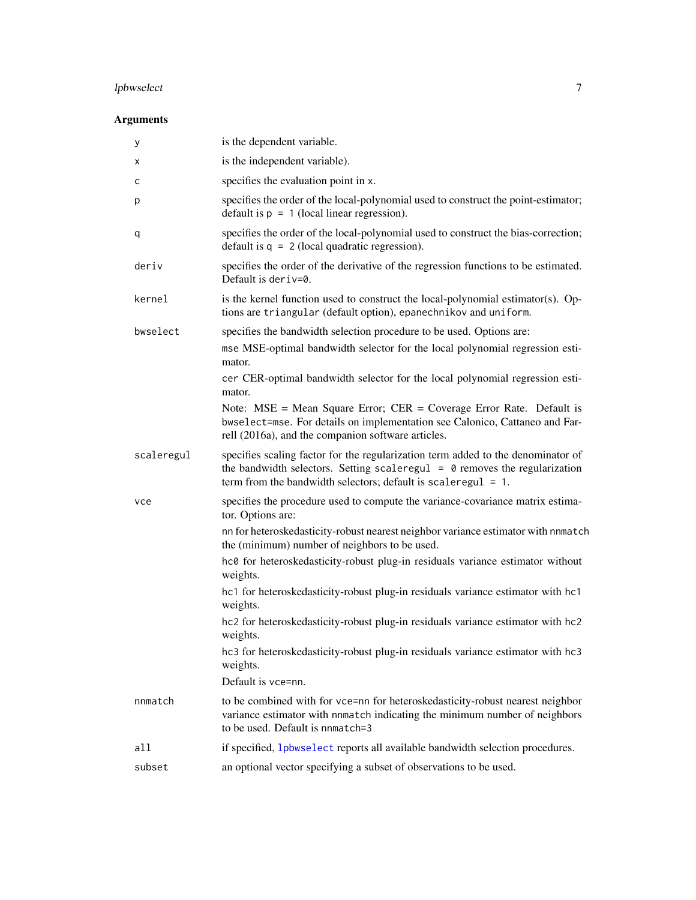## Arguments

| | |
|---|---|
| `y` | is the dependent variable. |
| `x` | is the independent variable). |
| `c` | specifies the evaluation point in `x`. |
| `p` | specifies the order of the local-polynomial used to construct the point-estimator; default is `p = 1` (local linear regression). |
| `q` | specifies the order of the local-polynomial used to construct the bias-correction; default is `q = 2` (local quadratic regression). |
| `deriv` | specifies the order of the derivative of the regression functions to be estimated. Default is `deriv=0`. |
| `kernel` | is the kernel function used to construct the local-polynomial estimator(s). Options are `triangular` (default option), `epanechnikov` and `uniform`. |
| `bwselect` | specifies the bandwidth selection procedure to be used. Options are:<br>`mse` MSE-optimal bandwidth selector for the local polynomial regression estimator.<br>`cer` CER-optimal bandwidth selector for the local polynomial regression estimator.<br>Note: MSE = Mean Square Error; CER = Coverage Error Rate. Default is `bwselect=mse`. For details on implementation see Calonico, Cattaneo and Farrell (2016a), and the companion software articles. |
| `scaleregul` | specifies scaling factor for the regularization term added to the denominator of the bandwidth selectors. Setting `scaleregul = 0` removes the regularization term from the bandwidth selectors; default is `scaleregul = 1`. |
| `vce` | specifies the procedure used to compute the variance-covariance matrix estimator. Options are:<br>`nn` for heteroskedasticity-robust nearest neighbor variance estimator with `nnmatch` the (minimum) number of neighbors to be used.<br>`hc0` for heteroskedasticity-robust plug-in residuals variance estimator without weights.<br>`hc1` for heteroskedasticity-robust plug-in residuals variance estimator with `hc1` weights.<br>`hc2` for heteroskedasticity-robust plug-in residuals variance estimator with `hc2` weights.<br>`hc3` for heteroskedasticity-robust plug-in residuals variance estimator with `hc3` weights.<br>Default is `vce=nn`. |
| `nnmatch` | to be combined with for `vce=nn` for heteroskedasticity-robust nearest neighbor variance estimator with `nnmatch` indicating the minimum number of neighbors to be used. Default is `nnmatch=3` |
| `all` | if specified, `lpbwselect` reports all available bandwidth selection procedures. |
| `subset` | an optional vector specifying a subset of observations to be used. |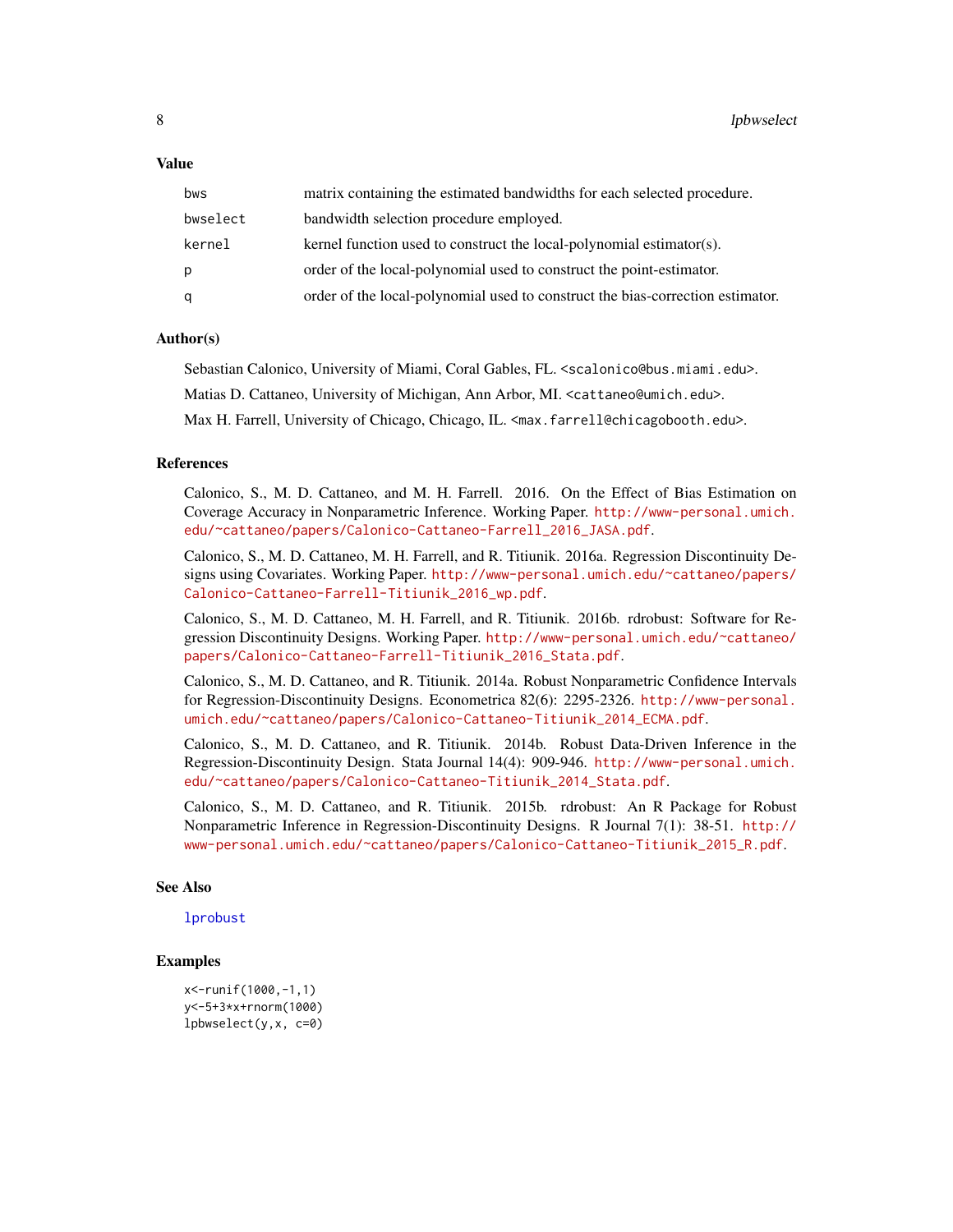### Value

| | |
|---|---|
| bws | matrix containing the estimated bandwidths for each selected procedure. |
| bwselect | bandwidth selection procedure employed. |
| kernel | kernel function used to construct the local-polynomial estimator(s). |
| p | order of the local-polynomial used to construct the point-estimator. |
| q | order of the local-polynomial used to construct the bias-correction estimator. |

### Author(s)

Sebastian Calonico, University of Miami, Coral Gables, FL. <scalonico@bus.miami.edu>.

Matias D. Cattaneo, University of Michigan, Ann Arbor, MI. <cattaneo@umich.edu>.

Max H. Farrell, University of Chicago, Chicago, IL. <max.farrell@chicagobooth.edu>.

### References

Calonico, S., M. D. Cattaneo, and M. H. Farrell. 2016. On the Effect of Bias Estimation on Coverage Accuracy in Nonparametric Inference. Working Paper. http://www-personal.umich.edu/~cattaneo/papers/Calonico-Cattaneo-Farrell_2016_JASA.pdf.

Calonico, S., M. D. Cattaneo, M. H. Farrell, and R. Titiunik. 2016a. Regression Discontinuity Designs using Covariates. Working Paper. http://www-personal.umich.edu/~cattaneo/papers/Calonico-Cattaneo-Farrell-Titiunik_2016_wp.pdf.

Calonico, S., M. D. Cattaneo, M. H. Farrell, and R. Titiunik. 2016b. rdrobust: Software for Regression Discontinuity Designs. Working Paper. http://www-personal.umich.edu/~cattaneo/papers/Calonico-Cattaneo-Farrell-Titiunik_2016_Stata.pdf.

Calonico, S., M. D. Cattaneo, and R. Titiunik. 2014a. Robust Nonparametric Confidence Intervals for Regression-Discontinuity Designs. Econometrica 82(6): 2295-2326. http://www-personal.umich.edu/~cattaneo/papers/Calonico-Cattaneo-Titiunik_2014_ECMA.pdf.

Calonico, S., M. D. Cattaneo, and R. Titiunik. 2014b. Robust Data-Driven Inference in the Regression-Discontinuity Design. Stata Journal 14(4): 909-946. http://www-personal.umich.edu/~cattaneo/papers/Calonico-Cattaneo-Titiunik_2014_Stata.pdf.

Calonico, S., M. D. Cattaneo, and R. Titiunik. 2015b. rdrobust: An R Package for Robust Nonparametric Inference in Regression-Discontinuity Designs. R Journal 7(1): 38-51. http://www-personal.umich.edu/~cattaneo/papers/Calonico-Cattaneo-Titiunik_2015_R.pdf.

### See Also

lprobust

### Examples

```
x<-runif(1000,-1,1)
y<-5+3*x+rnorm(1000)
lpbwselect(y,x, c=0)
```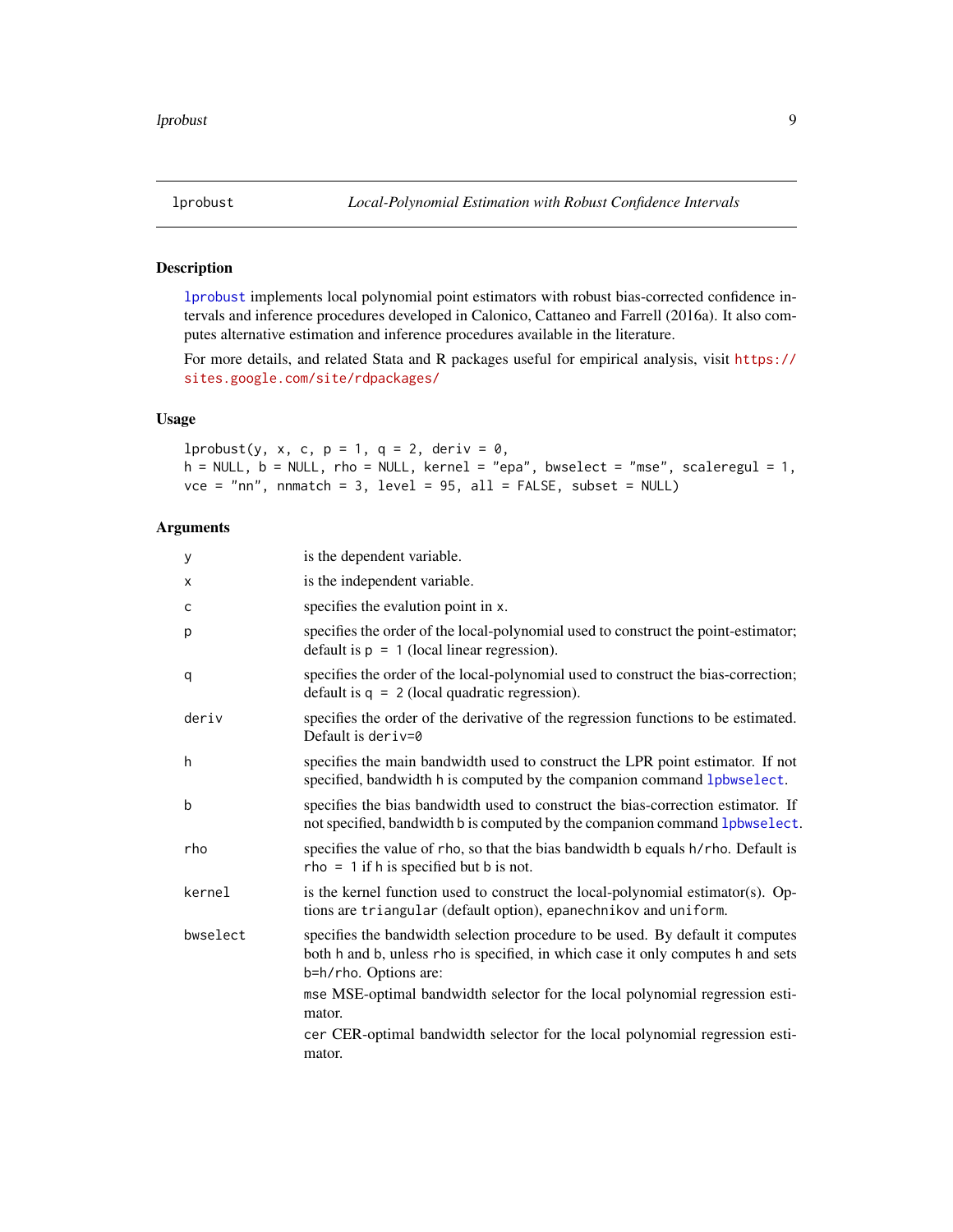## lprobust — *Local-Polynomial Estimation with Robust Confidence Intervals*

### Description

lprobust implements local polynomial point estimators with robust bias-corrected confidence intervals and inference procedures developed in Calonico, Cattaneo and Farrell (2016a). It also computes alternative estimation and inference procedures available in the literature.

For more details, and related Stata and R packages useful for empirical analysis, visit https://sites.google.com/site/rdpackages/

### Usage

```
lprobust(y, x, c, p = 1, q = 2, deriv = 0,
h = NULL, b = NULL, rho = NULL, kernel = "epa", bwselect = "mse", scaleregul = 1,
vce = "nn", nnmatch = 3, level = 95, all = FALSE, subset = NULL)
```

### Arguments

| | |
|---|---|
| `y` | is the dependent variable. |
| `x` | is the independent variable. |
| `c` | specifies the evalution point in `x`. |
| `p` | specifies the order of the local-polynomial used to construct the point-estimator; default is `p = 1` (local linear regression). |
| `q` | specifies the order of the local-polynomial used to construct the bias-correction; default is `q = 2` (local quadratic regression). |
| `deriv` | specifies the order of the derivative of the regression functions to be estimated. Default is `deriv=0` |
| `h` | specifies the main bandwidth used to construct the LPR point estimator. If not specified, bandwidth `h` is computed by the companion command `lpbwselect`. |
| `b` | specifies the bias bandwidth used to construct the bias-correction estimator. If not specified, bandwidth `b` is computed by the companion command `lpbwselect`. |
| `rho` | specifies the value of `rho`, so that the bias bandwidth `b` equals `h/rho`. Default is `rho = 1` if `h` is specified but `b` is not. |
| `kernel` | is the kernel function used to construct the local-polynomial estimator(s). Options are `triangular` (default option), `epanechnikov` and `uniform`. |
| `bwselect` | specifies the bandwidth selection procedure to be used. By default it computes both `h` and `b`, unless `rho` is specified, in which case it only computes `h` and sets `b=h/rho`. Options are:<br>`mse` MSE-optimal bandwidth selector for the local polynomial regression estimator.<br>`cer` CER-optimal bandwidth selector for the local polynomial regression estimator. |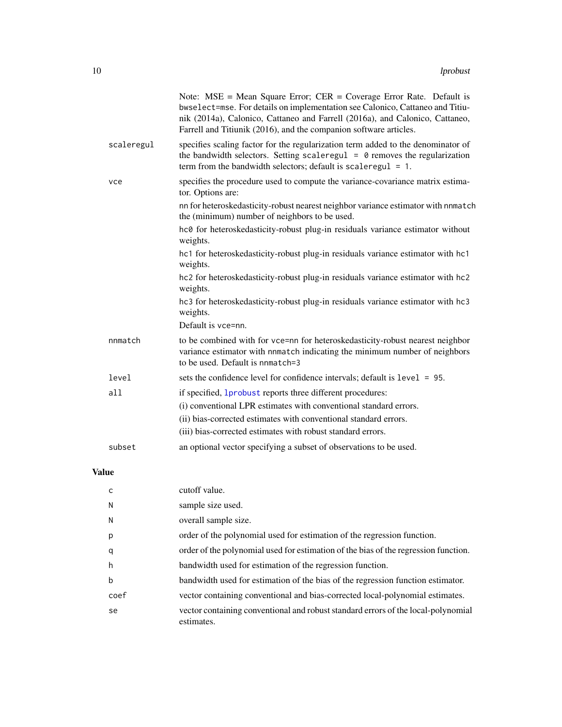Note: MSE = Mean Square Error; CER = Coverage Error Rate. Default is `bwselect=mse`. For details on implementation see Calonico, Cattaneo and Titiunik (2014a), Calonico, Cattaneo and Farrell (2016a), and Calonico, Cattaneo, Farrell and Titiunik (2016), and the companion software articles.

`scaleregul`
: specifies scaling factor for the regularization term added to the denominator of the bandwidth selectors. Setting `scaleregul = 0` removes the regularization term from the bandwidth selectors; default is `scaleregul = 1`.

`vce`
: specifies the procedure used to compute the variance-covariance matrix estimator. Options are:

  `nn` for heteroskedasticity-robust nearest neighbor variance estimator with `nnmatch` the (minimum) number of neighbors to be used.

  `hc0` for heteroskedasticity-robust plug-in residuals variance estimator without weights.

  `hc1` for heteroskedasticity-robust plug-in residuals variance estimator with `hc1` weights.

  `hc2` for heteroskedasticity-robust plug-in residuals variance estimator with `hc2` weights.

  `hc3` for heteroskedasticity-robust plug-in residuals variance estimator with `hc3` weights.

  Default is `vce=nn`.

`nnmatch`
: to be combined with for `vce=nn` for heteroskedasticity-robust nearest neighbor variance estimator with `nnmatch` indicating the minimum number of neighbors to be used. Default is `nnmatch=3`

`level`
: sets the confidence level for confidence intervals; default is `level = 95`.

`all`
: if specified, `lprobust` reports three different procedures:

  (i) conventional LPR estimates with conventional standard errors.

  (ii) bias-corrected estimates with conventional standard errors.

  (iii) bias-corrected estimates with robust standard errors.

`subset`
: an optional vector specifying a subset of observations to be used.

## Value

`c`
: cutoff value.

`N`
: sample size used.

`N`
: overall sample size.

`p`
: order of the polynomial used for estimation of the regression function.

`q`
: order of the polynomial used for estimation of the bias of the regression function.

`h`
: bandwidth used for estimation of the regression function.

`b`
: bandwidth used for estimation of the bias of the regression function estimator.

`coef`
: vector containing conventional and bias-corrected local-polynomial estimates.

`se`
: vector containing conventional and robust standard errors of the local-polynomial estimates.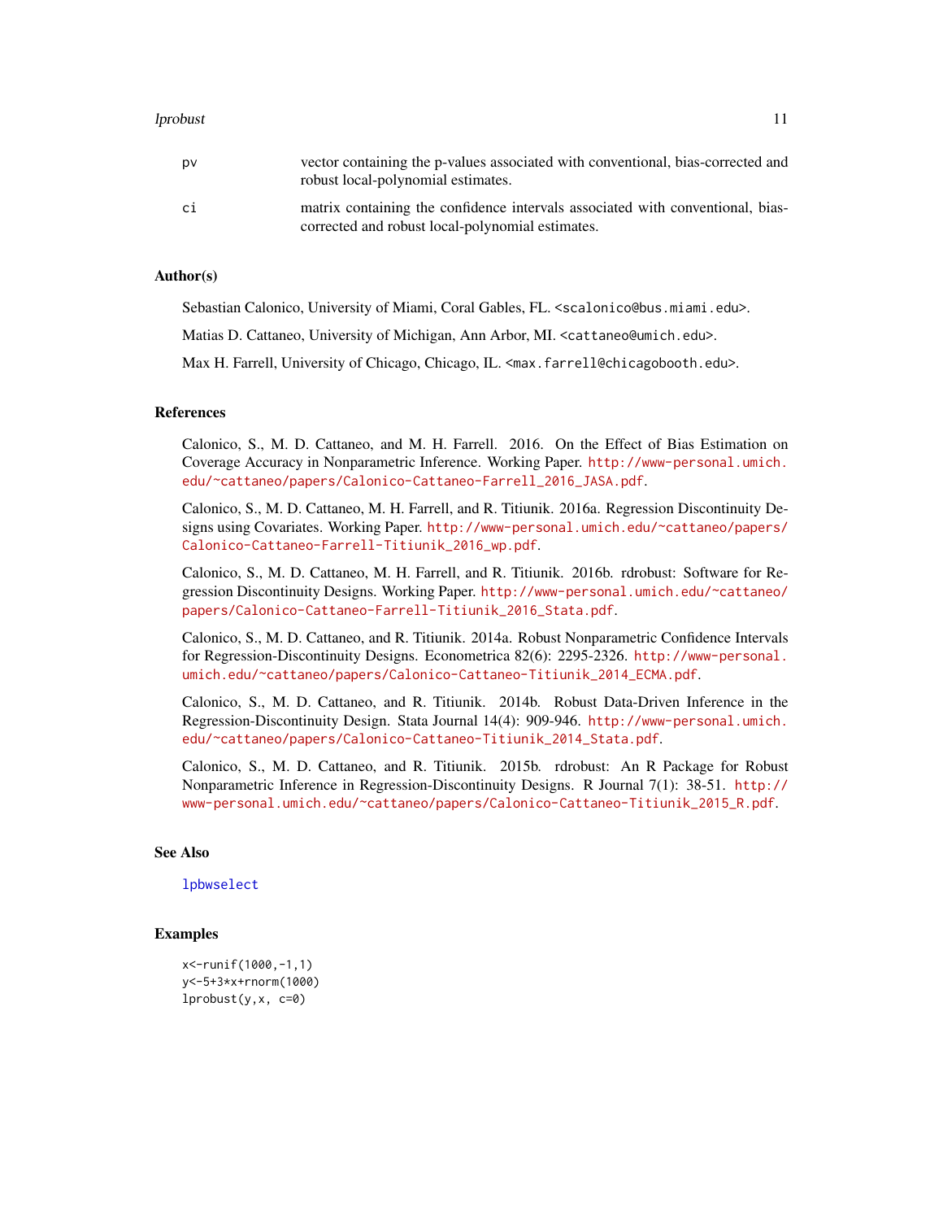| | |
|---|---|
| pv | vector containing the p-values associated with conventional, bias-corrected and robust local-polynomial estimates. |
| ci | matrix containing the confidence intervals associated with conventional, bias-corrected and robust local-polynomial estimates. |

### Author(s)

Sebastian Calonico, University of Miami, Coral Gables, FL. <scalonico@bus.miami.edu>.

Matias D. Cattaneo, University of Michigan, Ann Arbor, MI. <cattaneo@umich.edu>.

Max H. Farrell, University of Chicago, Chicago, IL. <max.farrell@chicagobooth.edu>.

### References

Calonico, S., M. D. Cattaneo, and M. H. Farrell. 2016. On the Effect of Bias Estimation on Coverage Accuracy in Nonparametric Inference. Working Paper. http://www-personal.umich.edu/~cattaneo/papers/Calonico-Cattaneo-Farrell_2016_JASA.pdf.

Calonico, S., M. D. Cattaneo, M. H. Farrell, and R. Titiunik. 2016a. Regression Discontinuity Designs using Covariates. Working Paper. http://www-personal.umich.edu/~cattaneo/papers/Calonico-Cattaneo-Farrell-Titiunik_2016_wp.pdf.

Calonico, S., M. D. Cattaneo, M. H. Farrell, and R. Titiunik. 2016b. rdrobust: Software for Regression Discontinuity Designs. Working Paper. http://www-personal.umich.edu/~cattaneo/papers/Calonico-Cattaneo-Farrell-Titiunik_2016_Stata.pdf.

Calonico, S., M. D. Cattaneo, and R. Titiunik. 2014a. Robust Nonparametric Confidence Intervals for Regression-Discontinuity Designs. Econometrica 82(6): 2295-2326. http://www-personal.umich.edu/~cattaneo/papers/Calonico-Cattaneo-Titiunik_2014_ECMA.pdf.

Calonico, S., M. D. Cattaneo, and R. Titiunik. 2014b. Robust Data-Driven Inference in the Regression-Discontinuity Design. Stata Journal 14(4): 909-946. http://www-personal.umich.edu/~cattaneo/papers/Calonico-Cattaneo-Titiunik_2014_Stata.pdf.

Calonico, S., M. D. Cattaneo, and R. Titiunik. 2015b. rdrobust: An R Package for Robust Nonparametric Inference in Regression-Discontinuity Designs. R Journal 7(1): 38-51. http://www-personal.umich.edu/~cattaneo/papers/Calonico-Cattaneo-Titiunik_2015_R.pdf.

### See Also

lpbwselect

### Examples

```
x<-runif(1000,-1,1)
y<-5+3*x+rnorm(1000)
lprobust(y,x, c=0)
```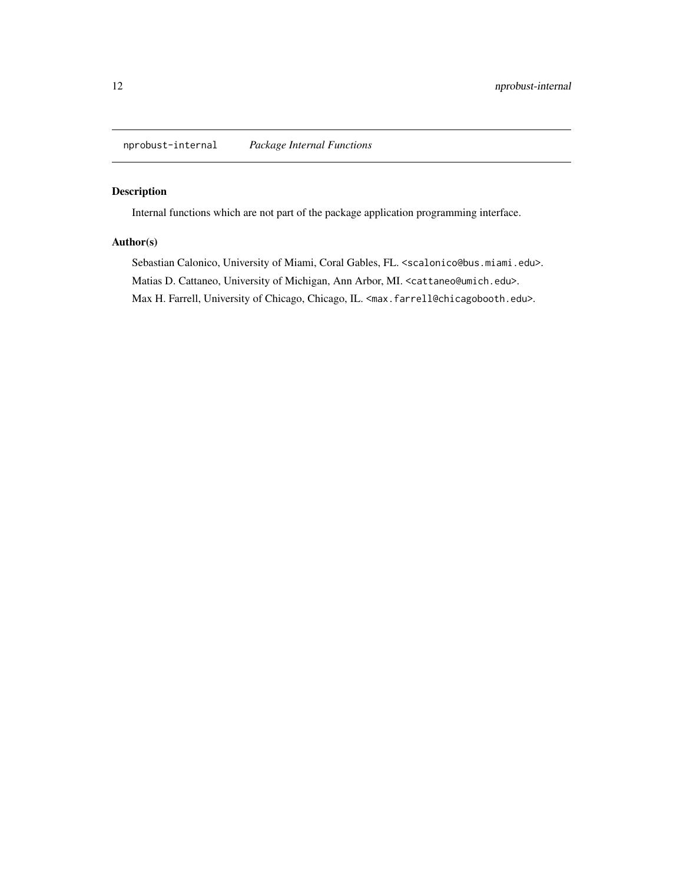`nprobust-internal` *Package Internal Functions*

## Description

Internal functions which are not part of the package application programming interface.

## Author(s)

Sebastian Calonico, University of Miami, Coral Gables, FL. `<scalonico@bus.miami.edu>`.

Matias D. Cattaneo, University of Michigan, Ann Arbor, MI. `<cattaneo@umich.edu>`.

Max H. Farrell, University of Chicago, Chicago, IL. `<max.farrell@chicagobooth.edu>`.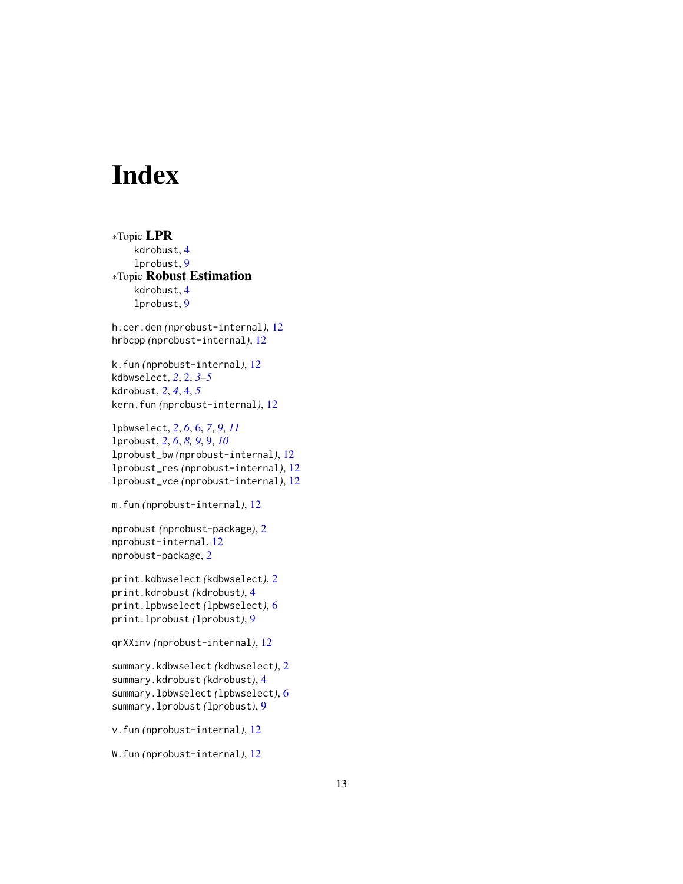# Index

∗Topic **LPR**
  kdrobust, 4
  lprobust, 9

∗Topic **Robust Estimation**
  kdrobust, 4
  lprobust, 9

h.cer.den *(*nprobust-internal*)*, 12
hrbcpp *(*nprobust-internal*)*, 12

k.fun *(*nprobust-internal*)*, 12
kdbwselect, *2*, 2, *3–5*
kdrobust, *2*, *4*, 4, *5*
kern.fun *(*nprobust-internal*)*, 12

lpbwselect, *2*, *6*, 6, *7*, *9*, *11*
lprobust, *2*, *6*, *8, 9*, 9, *10*
lprobust_bw *(*nprobust-internal*)*, 12
lprobust_res *(*nprobust-internal*)*, 12
lprobust_vce *(*nprobust-internal*)*, 12

m.fun *(*nprobust-internal*)*, 12

nprobust *(*nprobust-package*)*, 2
nprobust-internal, 12
nprobust-package, 2

print.kdbwselect *(*kdbwselect*)*, 2
print.kdrobust *(*kdrobust*)*, 4
print.lpbwselect *(*lpbwselect*)*, 6
print.lprobust *(*lprobust*)*, 9

qrXXinv *(*nprobust-internal*)*, 12

summary.kdbwselect *(*kdbwselect*)*, 2
summary.kdrobust *(*kdrobust*)*, 4
summary.lpbwselect *(*lpbwselect*)*, 6
summary.lprobust *(*lprobust*)*, 9

v.fun *(*nprobust-internal*)*, 12

W.fun *(*nprobust-internal*)*, 12